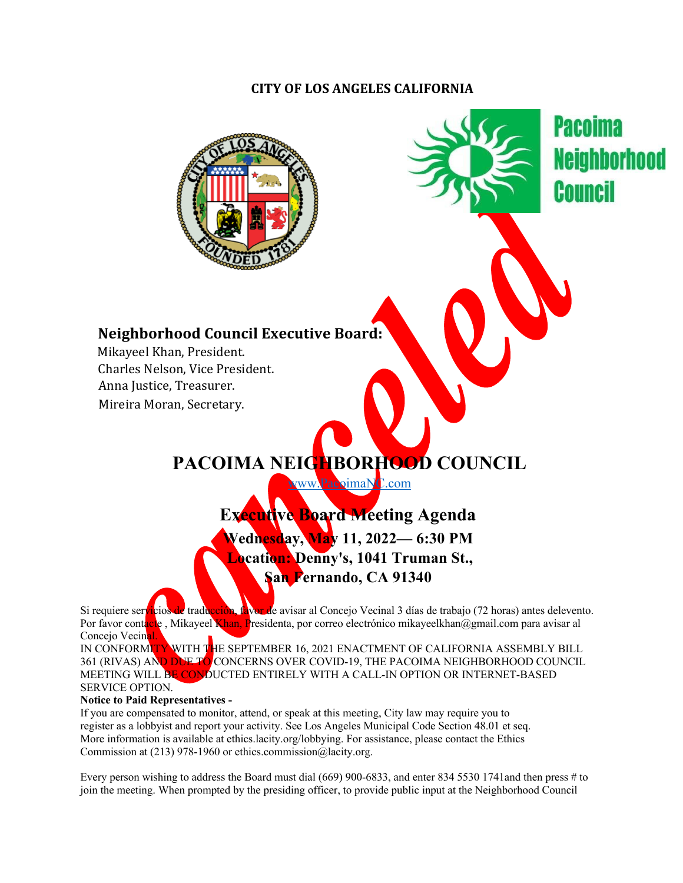**CITY OF LOS ANGELES CALIFORNIA**

Pacoima Neighborhood Council

Canceled

### Neighborhood Council Executive Board:

Mikayeel Khan, President.
Charles Nelson, Vice President.
Anna Justice, Treasurer.
Mireira Moran, Secretary.

# PACOIMA NEIGHBORHOOD COUNCIL

www.PacoimaNC.com

## Executive Board Meeting Agenda

### Wednesday, May 11, 2022— 6:30 PM
### Location: Denny's, 1041 Truman St., San Fernando, CA 91340

Si requiere servicios de traducción, favor de avisar al Concejo Vecinal 3 días de trabajo (72 horas) antes delevento. Por favor contacte , Mikayeel Khan, Presidenta, por correo electrónico mikayeelkhan@gmail.com para avisar al Concejo Vecinal.

IN CONFORMITY WITH THE SEPTEMBER 16, 2021 ENACTMENT OF CALIFORNIA ASSEMBLY BILL 361 (RIVAS) AND DUE TO CONCERNS OVER COVID-19, THE PACOIMA NEIGHBORHOOD COUNCIL MEETING WILL BE CONDUCTED ENTIRELY WITH A CALL-IN OPTION OR INTERNET-BASED SERVICE OPTION.

**Notice to Paid Representatives -**

If you are compensated to monitor, attend, or speak at this meeting, City law may require you to register as a lobbyist and report your activity. See Los Angeles Municipal Code Section 48.01 et seq. More information is available at ethics.lacity.org/lobbying. For assistance, please contact the Ethics Commission at (213) 978-1960 or ethics.commission@lacity.org.

Every person wishing to address the Board must dial (669) 900-6833, and enter 834 5530 1741and then press # to join the meeting. When prompted by the presiding officer, to provide public input at the Neighborhood Council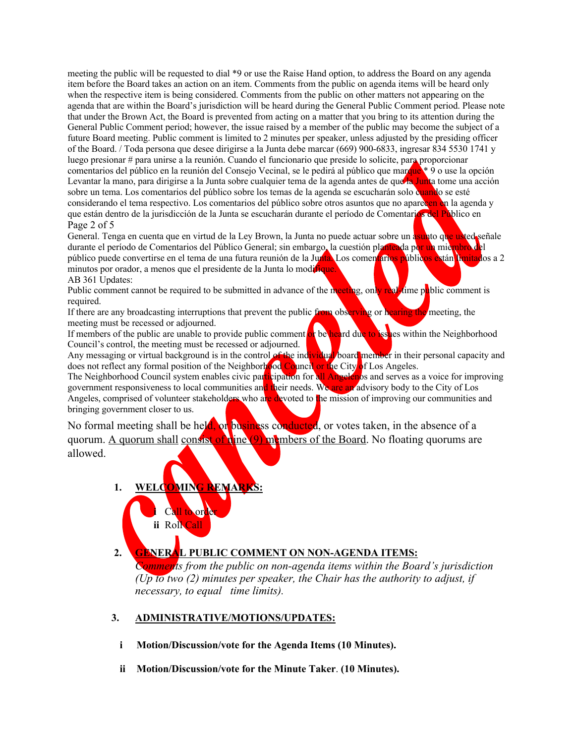meeting the public will be requested to dial *9 or use the Raise Hand option, to address the Board on any agenda item before the Board takes an action on an item. Comments from the public on agenda items will be heard only when the respective item is being considered. Comments from the public on other matters not appearing on the agenda that are within the Board's jurisdiction will be heard during the General Public Comment period. Please note that under the Brown Act, the Board is prevented from acting on a matter that you bring to its attention during the General Public Comment period; however, the issue raised by a member of the public may become the subject of a future Board meeting. Public comment is limited to 2 minutes per speaker, unless adjusted by the presiding officer of the Board. / Toda persona que desee dirigirse a la Junta debe marcar (669) 900-6833, ingresar 834 5530 1741 y luego presionar # para unirse a la reunión. Cuando el funcionario que preside lo solicite, para proporcionar comentarios del público en la reunión del Consejo Vecinal, se le pedirá al público que marque * 9 o use la opción Levantar la mano, para dirigirse a la Junta sobre cualquier tema de la agenda antes de que la Junta tome una acción sobre un tema. Los comentarios del público sobre los temas de la agenda se escucharán solo cuando se esté considerando el tema respectivo. Los comentarios del público sobre otros asuntos que no aparecen en la agenda y que están dentro de la jurisdicción de la Junta se escucharán durante el período de Comentarios del Público en General. Tenga en cuenta que en virtud de la Ley Brown, la Junta no puede actuar sobre un asunto que usted señale durante el período de Comentarios del Público General; sin embargo, la cuestión planteada por un miembro del público puede convertirse en el tema de una futura reunión de la Junta. Los comentarios públicos están limitados a 2 minutos por orador, a menos que el presidente de la Junta lo modifique.

AB 361 Updates:

Public comment cannot be required to be submitted in advance of the meeting, only real-time public comment is required.

If there are any broadcasting interruptions that prevent the public from observing or hearing the meeting, the meeting must be recessed or adjourned.

If members of the public are unable to provide public comment or be heard due to issues within the Neighborhood Council's control, the meeting must be recessed or adjourned.

Any messaging or virtual background is in the control of the individual board member in their personal capacity and does not reflect any formal position of the Neighborhood Council or the City of Los Angeles.

The Neighborhood Council system enables civic participation for all Angelenos and serves as a voice for improving government responsiveness to local communities and their needs. We are an advisory body to the City of Los Angeles, comprised of volunteer stakeholders who are devoted to the mission of improving our communities and bringing government closer to us.

No formal meeting shall be held, or business conducted, or votes taken, in the absence of a quorum. A quorum shall consist of nine (9) members of the Board. No floating quorums are allowed.

Canceled

1. **WELCOMING REMARKS:**
   - **i** Call to order
   - **ii** Roll Call

2. **GENERAL PUBLIC COMMENT ON NON-AGENDA ITEMS:**
   *Comments from the public on non-agenda items within the Board's jurisdiction (Up to two (2) minutes per speaker, the Chair has the authority to adjust, if necessary, to equal time limits).*

3. **ADMINISTRATIVE/MOTIONS/UPDATES:**
   - **i Motion/Discussion/vote for the Agenda Items (10 Minutes).**
   - **ii Motion/Discussion/vote for the Minute Taker. (10 Minutes).**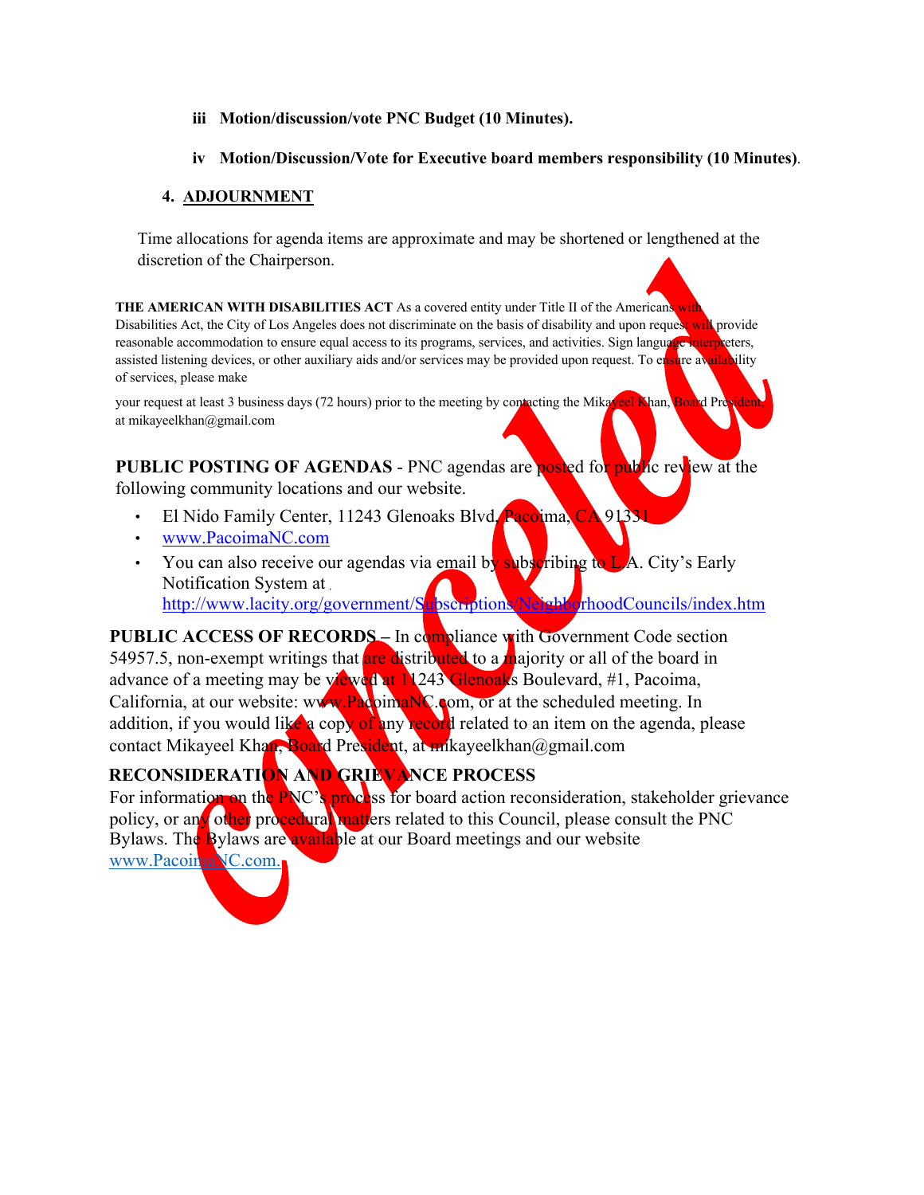iii **Motion/discussion/vote PNC Budget (10 Minutes).**

iv **Motion/Discussion/Vote for Executive board members responsibility (10 Minutes)**.

4. **ADJOURNMENT**

Time allocations for agenda items are approximate and may be shortened or lengthened at the discretion of the Chairperson.

**THE AMERICAN WITH DISABILITIES ACT** As a covered entity under Title II of the Americans with Disabilities Act, the City of Los Angeles does not discriminate on the basis of disability and upon request will provide reasonable accommodation to ensure equal access to its programs, services, and activities. Sign language interpreters, assisted listening devices, or other auxiliary aids and/or services may be provided upon request. To ensure availability of services, please make

your request at least 3 business days (72 hours) prior to the meeting by contacting the Mikayeel Khan, Board President, at mikayeelkhan@gmail.com

**PUBLIC POSTING OF AGENDAS** - PNC agendas are posted for public review at the following community locations and our website.

- El Nido Family Center, 11243 Glenoaks Blvd, Pacoima, CA 91331
- www.PacoimaNC.com
- You can also receive our agendas via email by subscribing to L.A. City's Early Notification System at http://www.lacity.org/government/Subscriptions/NeighborhoodCouncils/index.htm

**PUBLIC ACCESS OF RECORDS** – In compliance with Government Code section 54957.5, non-exempt writings that are distributed to a majority or all of the board in advance of a meeting may be viewed at 11243 Glenoaks Boulevard, #1, Pacoima, California, at our website: www.PacoimaNC.com, or at the scheduled meeting. In addition, if you would like a copy of any record related to an item on the agenda, please contact Mikayeel Khan, Board President, at mikayeelkhan@gmail.com

**RECONSIDERATION AND GRIEVANCE PROCESS**

For information on the PNC's process for board action reconsideration, stakeholder grievance policy, or any other procedural matters related to this Council, please consult the PNC Bylaws. The Bylaws are available at our Board meetings and our website www.PacoimaNC.com.

Canceled